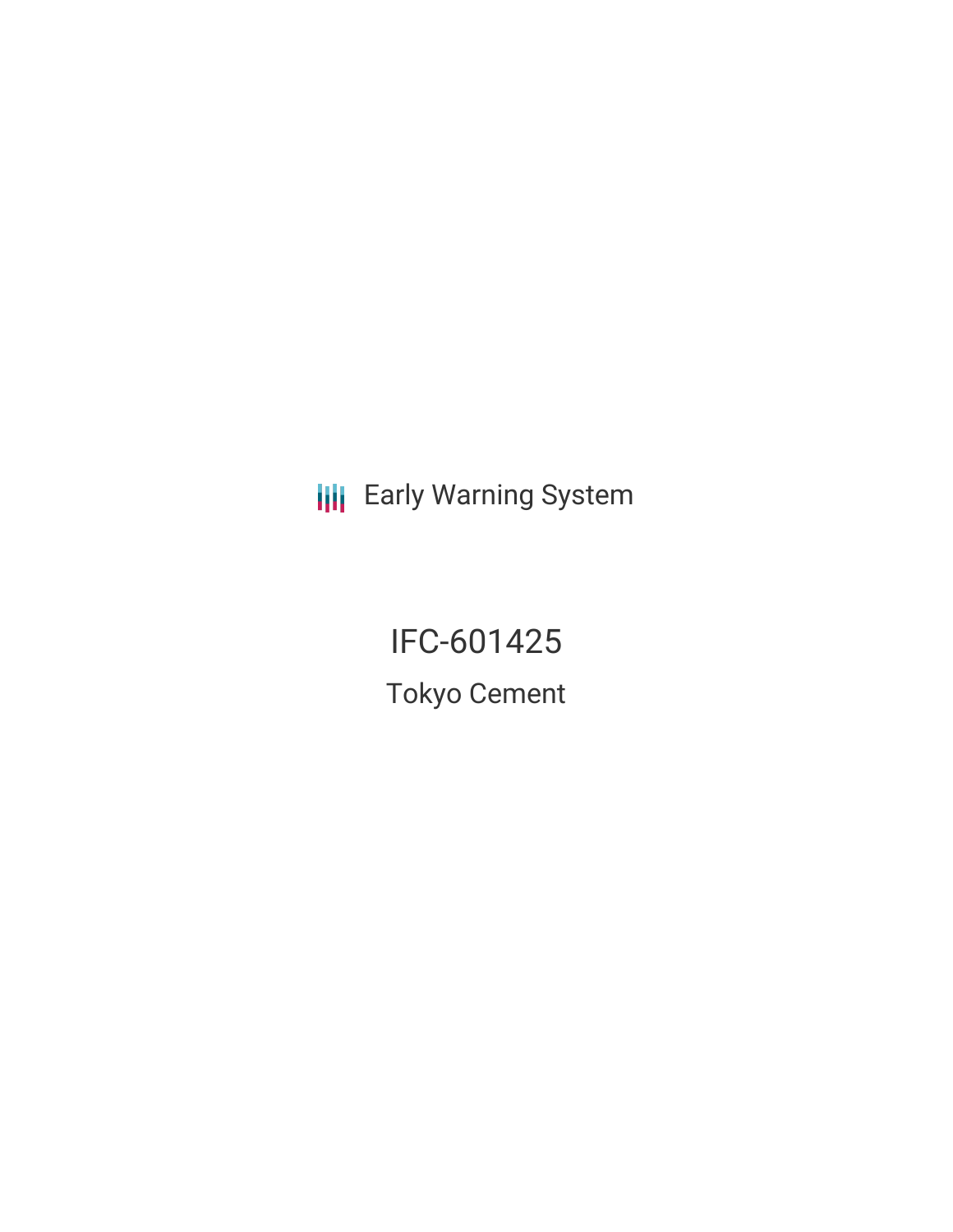Early Warning System

# IFC-601425

## Tokyo Cement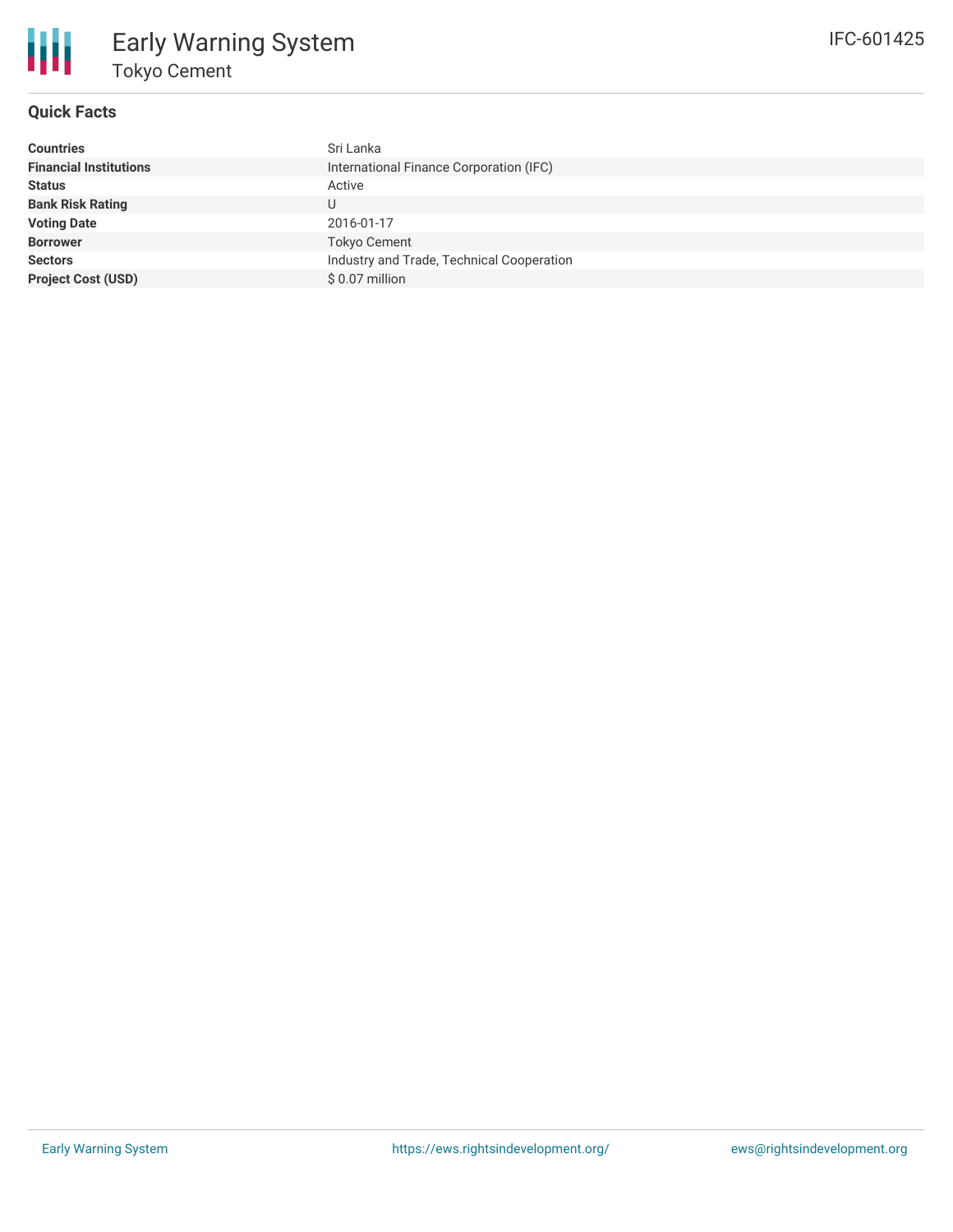# Early Warning System

## Tokyo Cement

IFC-601425

### Quick Facts

| | |
|---|---|
| **Countries** | Sri Lanka |
| **Financial Institutions** | International Finance Corporation (IFC) |
| **Status** | Active |
| **Bank Risk Rating** | U |
| **Voting Date** | 2016-01-17 |
| **Borrower** | Tokyo Cement |
| **Sectors** | Industry and Trade, Technical Cooperation |
| **Project Cost (USD)** | $ 0.07 million |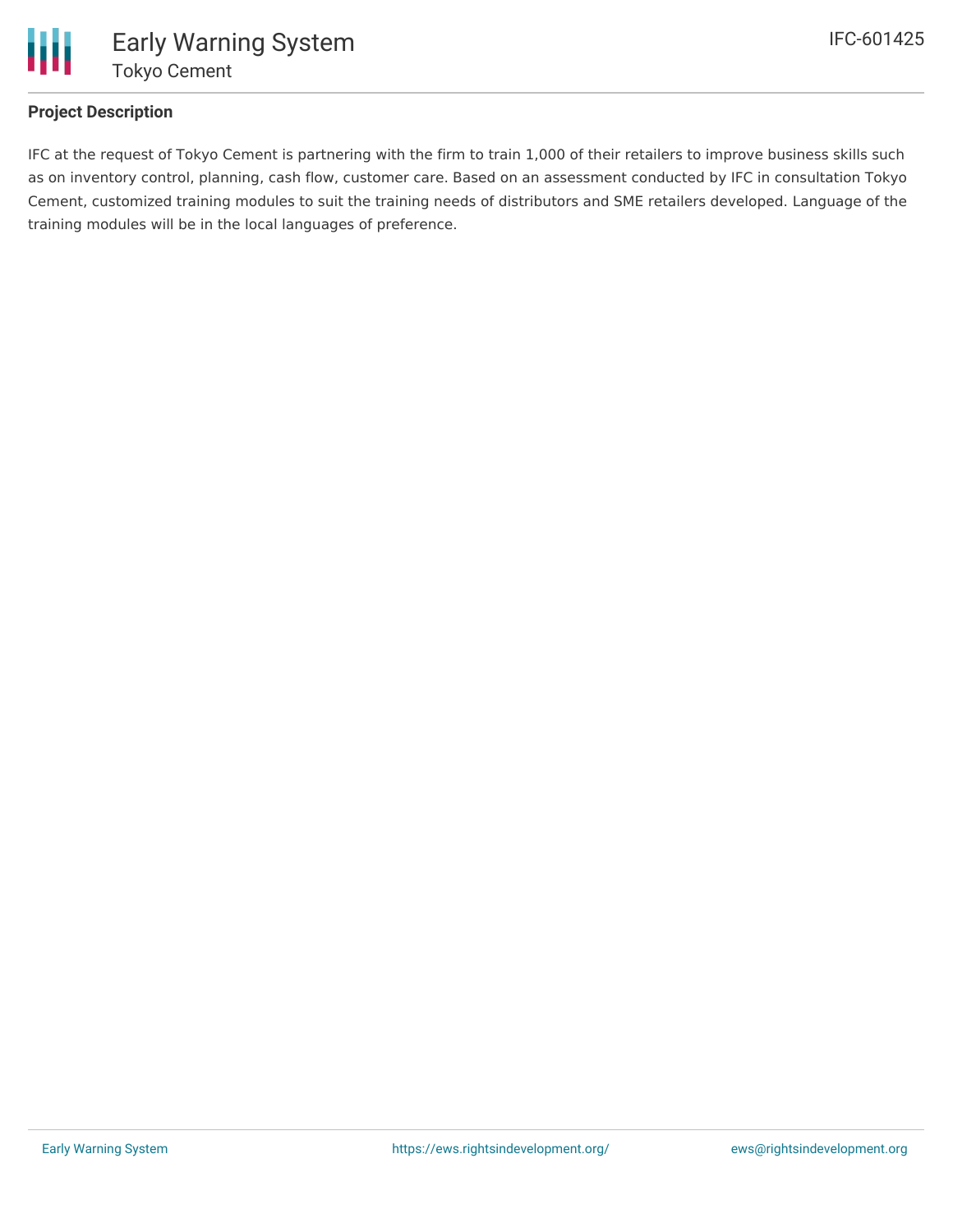## Project Description

IFC at the request of Tokyo Cement is partnering with the firm to train 1,000 of their retailers to improve business skills such as on inventory control, planning, cash flow, customer care. Based on an assessment conducted by IFC in consultation Tokyo Cement, customized training modules to suit the training needs of distributors and SME retailers developed. Language of the training modules will be in the local languages of preference.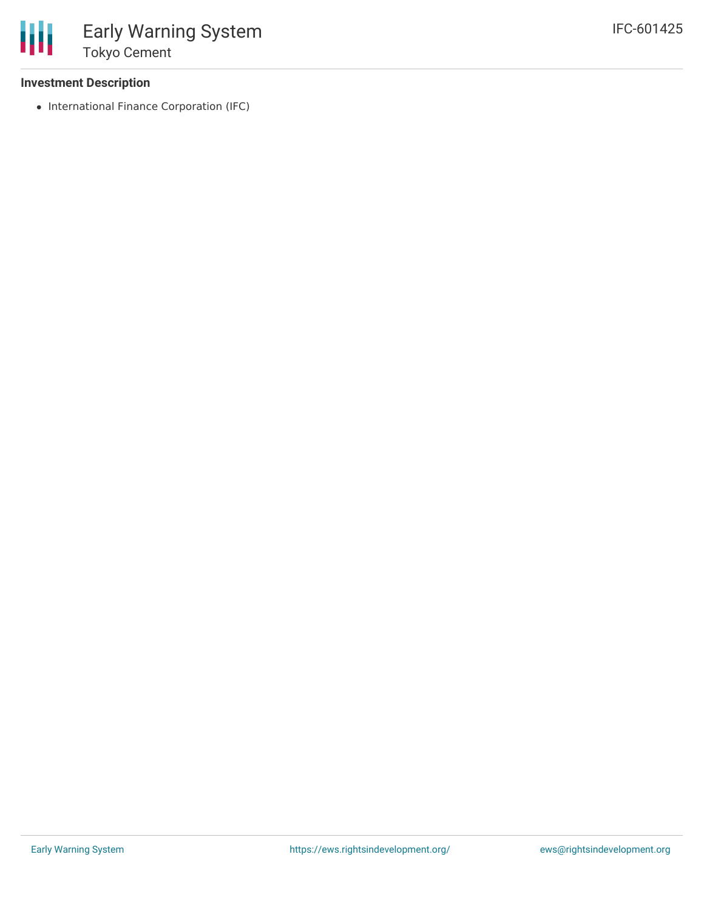### Investment Description

- International Finance Corporation (IFC)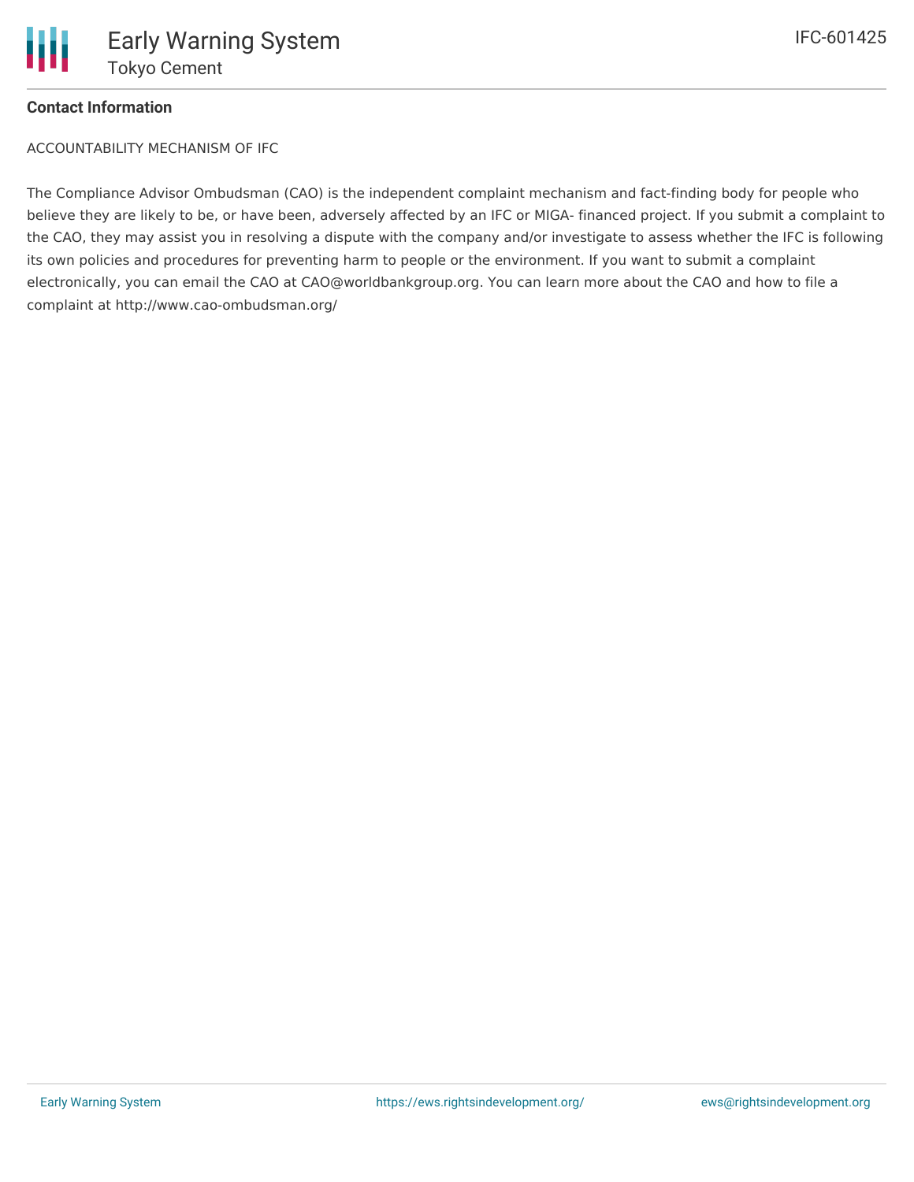**Contact Information**

ACCOUNTABILITY MECHANISM OF IFC

The Compliance Advisor Ombudsman (CAO) is the independent complaint mechanism and fact-finding body for people who believe they are likely to be, or have been, adversely affected by an IFC or MIGA- financed project. If you submit a complaint to the CAO, they may assist you in resolving a dispute with the company and/or investigate to assess whether the IFC is following its own policies and procedures for preventing harm to people or the environment. If you want to submit a complaint electronically, you can email the CAO at CAO@worldbankgroup.org. You can learn more about the CAO and how to file a complaint at http://www.cao-ombudsman.org/